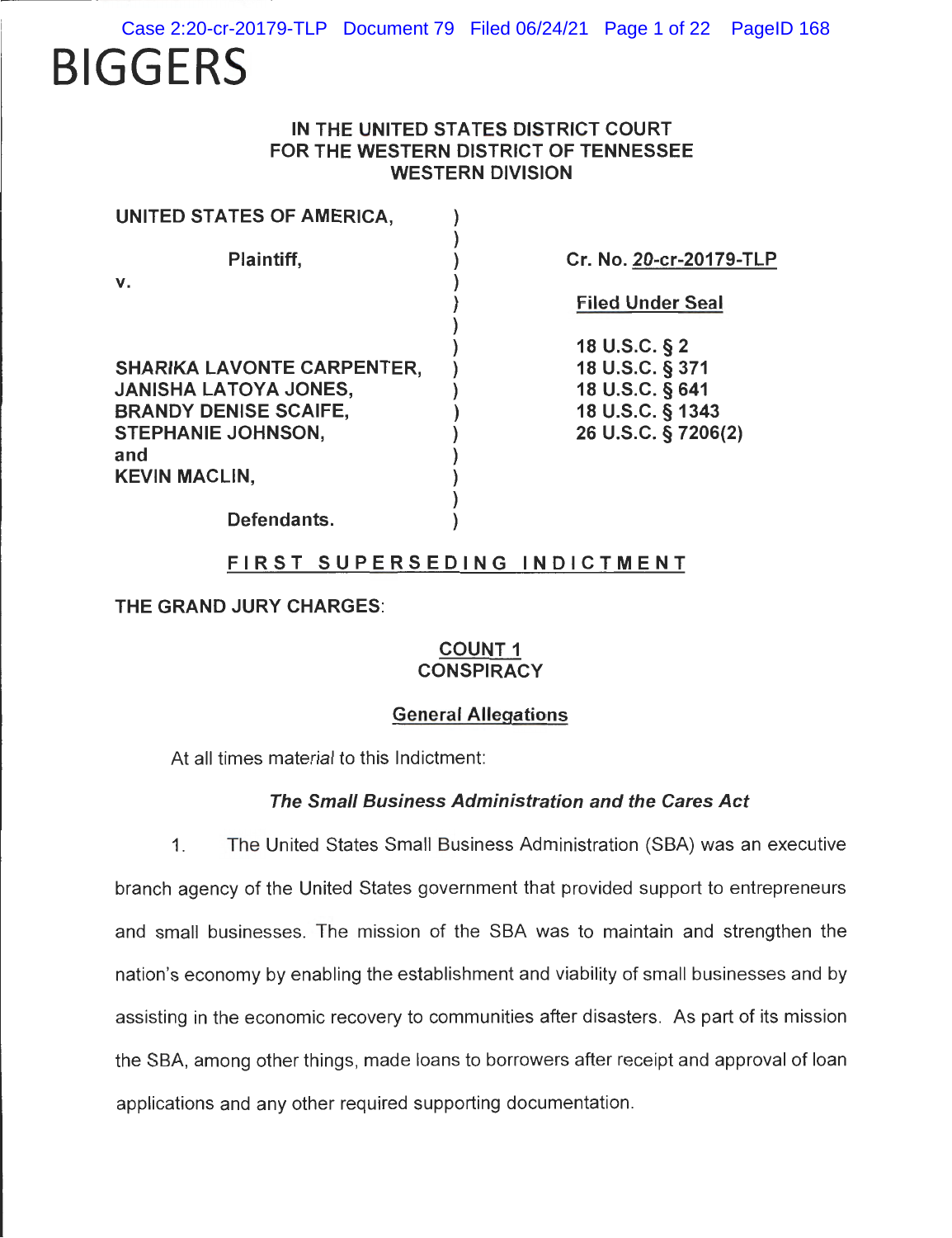BIGGERS

**IN THE UNITED STATES DISTRICT COURT**
**FOR THE WESTERN DISTRICT OF TENNESSEE**
**WESTERN DIVISION**

| | | |
|---|---|---|
| **UNITED STATES OF AMERICA,** | ) | |
| | ) | |
| **Plaintiff,** | ) | **Cr. No. 20-cr-20179-TLP** |
| **v.** | ) | |
| | ) | **Filed Under Seal** |
| | ) | |
| | ) | **18 U.S.C. § 2** |
| **SHARIKA LAVONTE CARPENTER,** | ) | **18 U.S.C. § 371** |
| **JANISHA LATOYA JONES,** | ) | **18 U.S.C. § 641** |
| **BRANDY DENISE SCAIFE,** | ) | **18 U.S.C. § 1343** |
| **STEPHANIE JOHNSON,** | ) | **26 U.S.C. § 7206(2)** |
| **and** | ) | |
| **KEVIN MACLIN,** | ) | |
| | ) | |
| **Defendants.** | ) | |

**FIRST SUPERSEDING INDICTMENT**

**THE GRAND JURY CHARGES:**

**COUNT 1**
**CONSPIRACY**

**General Allegations**

At all times material to this Indictment:

***The Small Business Administration and the Cares Act***

1. The United States Small Business Administration (SBA) was an executive branch agency of the United States government that provided support to entrepreneurs and small businesses. The mission of the SBA was to maintain and strengthen the nation's economy by enabling the establishment and viability of small businesses and by assisting in the economic recovery to communities after disasters. As part of its mission the SBA, among other things, made loans to borrowers after receipt and approval of loan applications and any other required supporting documentation.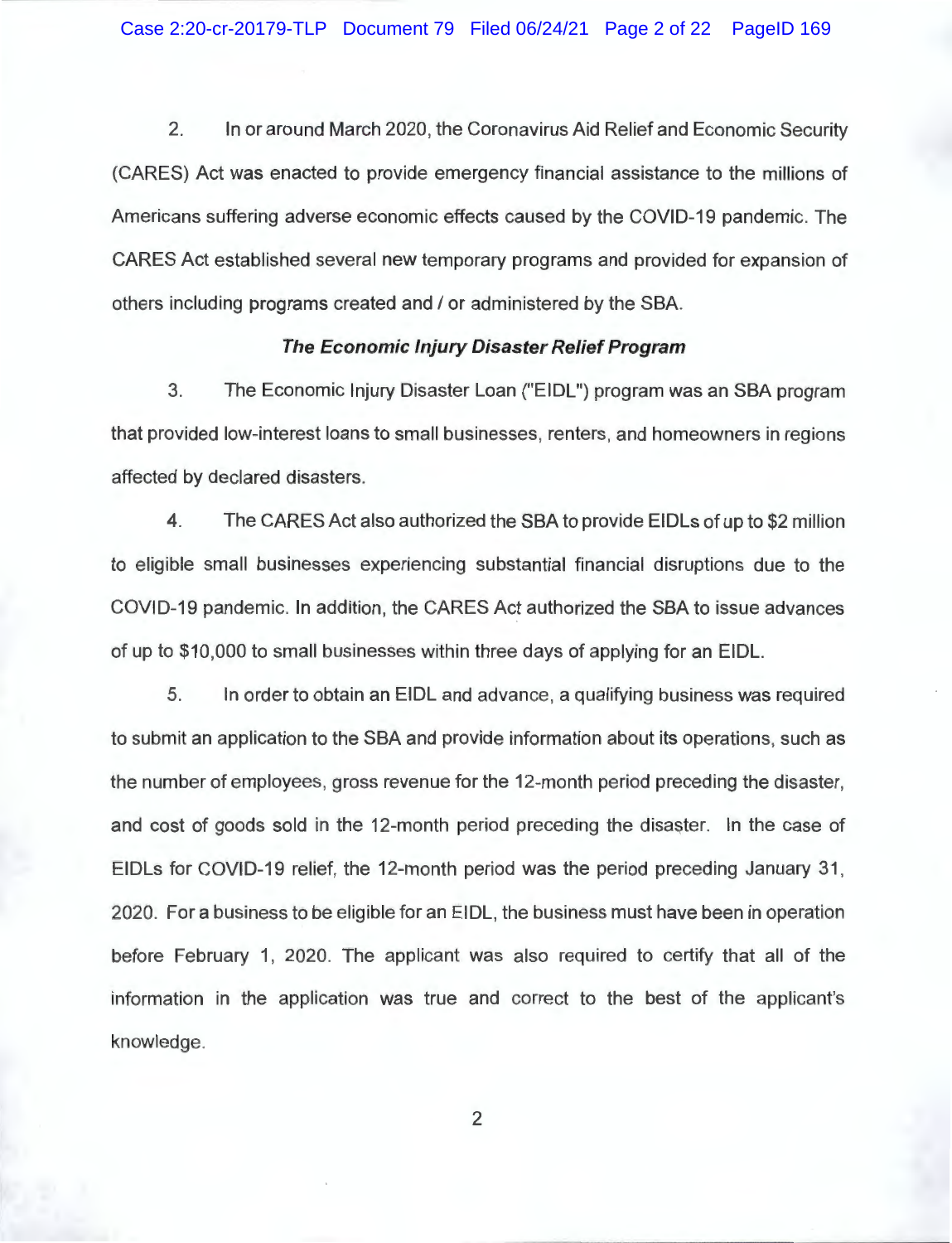2. In or around March 2020, the Coronavirus Aid Relief and Economic Security (CARES) Act was enacted to provide emergency financial assistance to the millions of Americans suffering adverse economic effects caused by the COVID-19 pandemic. The CARES Act established several new temporary programs and provided for expansion of others including programs created and / or administered by the SBA.

***The Economic Injury Disaster Relief Program***

3. The Economic Injury Disaster Loan ("EIDL") program was an SBA program that provided low-interest loans to small businesses, renters, and homeowners in regions affected by declared disasters.

4. The CARES Act also authorized the SBA to provide EIDLs of up to $2 million to eligible small businesses experiencing substantial financial disruptions due to the COVID-19 pandemic. In addition, the CARES Act authorized the SBA to issue advances of up to $10,000 to small businesses within three days of applying for an EIDL.

5. In order to obtain an EIDL and advance, a qualifying business was required to submit an application to the SBA and provide information about its operations, such as the number of employees, gross revenue for the 12-month period preceding the disaster, and cost of goods sold in the 12-month period preceding the disaster. In the case of EIDLs for COVID-19 relief, the 12-month period was the period preceding January 31, 2020. For a business to be eligible for an EIDL, the business must have been in operation before February 1, 2020. The applicant was also required to certify that all of the information in the application was true and correct to the best of the applicant's knowledge.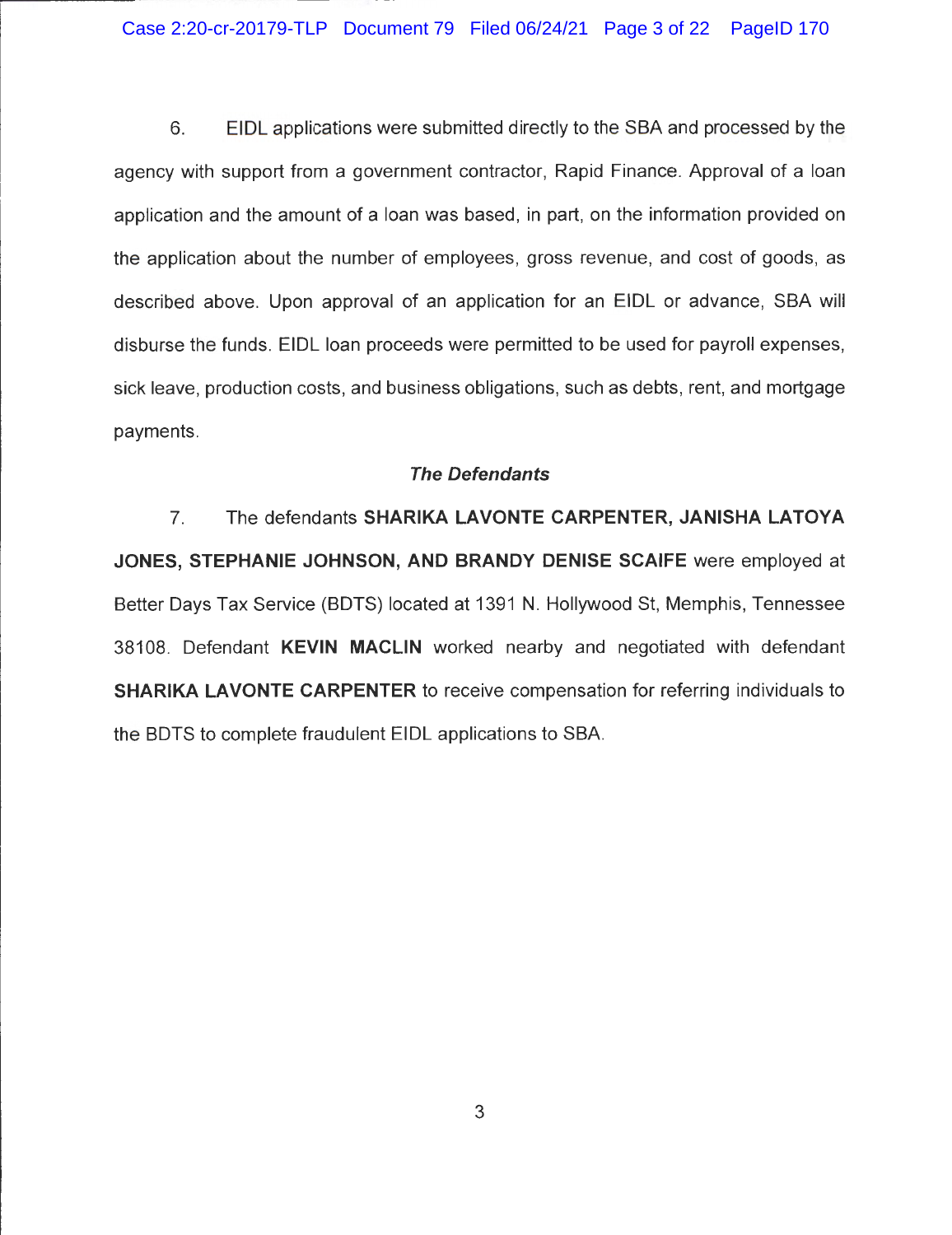6. EIDL applications were submitted directly to the SBA and processed by the agency with support from a government contractor, Rapid Finance. Approval of a loan application and the amount of a loan was based, in part, on the information provided on the application about the number of employees, gross revenue, and cost of goods, as described above. Upon approval of an application for an EIDL or advance, SBA will disburse the funds. EIDL loan proceeds were permitted to be used for payroll expenses, sick leave, production costs, and business obligations, such as debts, rent, and mortgage payments.

### *The Defendants*

7. The defendants **SHARIKA LAVONTE CARPENTER, JANISHA LATOYA JONES, STEPHANIE JOHNSON, AND BRANDY DENISE SCAIFE** were employed at Better Days Tax Service (BDTS) located at 1391 N. Hollywood St, Memphis, Tennessee 38108. Defendant **KEVIN MACLIN** worked nearby and negotiated with defendant **SHARIKA LAVONTE CARPENTER** to receive compensation for referring individuals to the BDTS to complete fraudulent EIDL applications to SBA.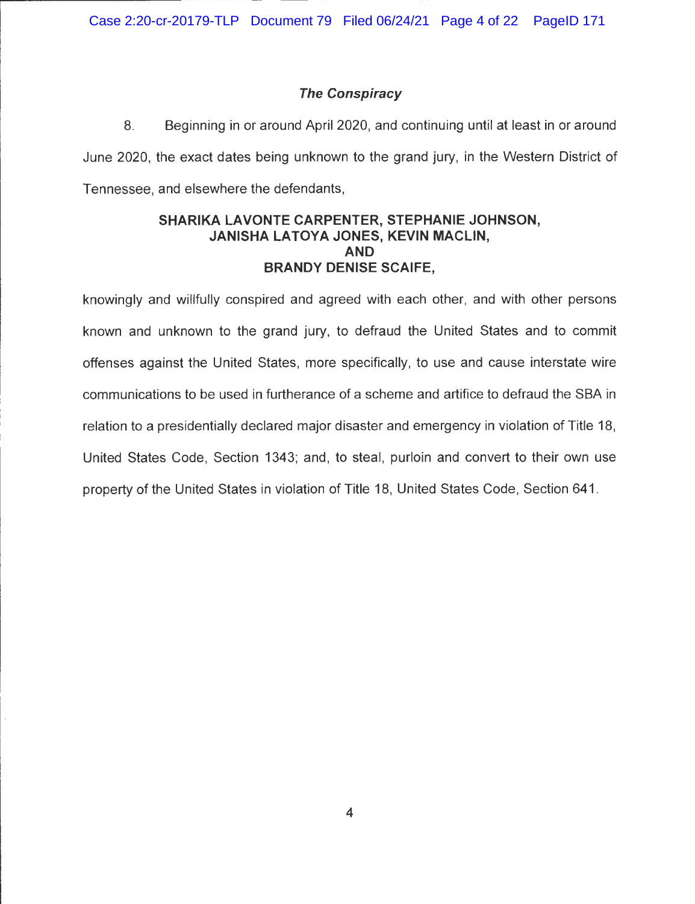### *The Conspiracy*

8. Beginning in or around April 2020, and continuing until at least in or around June 2020, the exact dates being unknown to the grand jury, in the Western District of Tennessee, and elsewhere the defendants,

**SHARIKA LAVONTE CARPENTER, STEPHANIE JOHNSON, JANISHA LATOYA JONES, KEVIN MACLIN, AND BRANDY DENISE SCAIFE,**

knowingly and willfully conspired and agreed with each other, and with other persons known and unknown to the grand jury, to defraud the United States and to commit offenses against the United States, more specifically, to use and cause interstate wire communications to be used in furtherance of a scheme and artifice to defraud the SBA in relation to a presidentially declared major disaster and emergency in violation of Title 18, United States Code, Section 1343; and, to steal, purloin and convert to their own use property of the United States in violation of Title 18, United States Code, Section 641.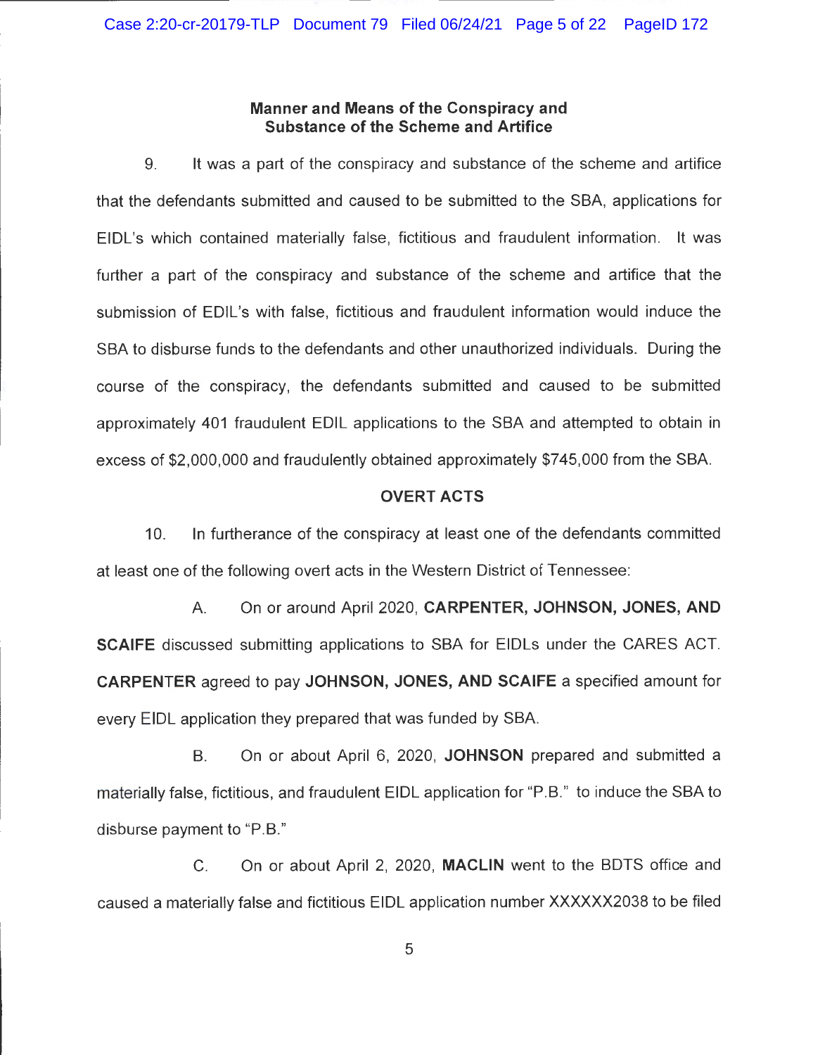### Manner and Means of the Conspiracy and Substance of the Scheme and Artifice

9. It was a part of the conspiracy and substance of the scheme and artifice that the defendants submitted and caused to be submitted to the SBA, applications for EIDL's which contained materially false, fictitious and fraudulent information. It was further a part of the conspiracy and substance of the scheme and artifice that the submission of EDIL's with false, fictitious and fraudulent information would induce the SBA to disburse funds to the defendants and other unauthorized individuals. During the course of the conspiracy, the defendants submitted and caused to be submitted approximately 401 fraudulent EDIL applications to the SBA and attempted to obtain in excess of $2,000,000 and fraudulently obtained approximately $745,000 from the SBA.

### OVERT ACTS

10. In furtherance of the conspiracy at least one of the defendants committed at least one of the following overt acts in the Western District of Tennessee:

A. On or around April 2020, **CARPENTER, JOHNSON, JONES, AND SCAIFE** discussed submitting applications to SBA for EIDLs under the CARES ACT. **CARPENTER** agreed to pay **JOHNSON, JONES, AND SCAIFE** a specified amount for every EIDL application they prepared that was funded by SBA.

B. On or about April 6, 2020, **JOHNSON** prepared and submitted a materially false, fictitious, and fraudulent EIDL application for "P.B." to induce the SBA to disburse payment to "P.B."

C. On or about April 2, 2020, **MACLIN** went to the BDTS office and caused a materially false and fictitious EIDL application number XXXXXX2038 to be filed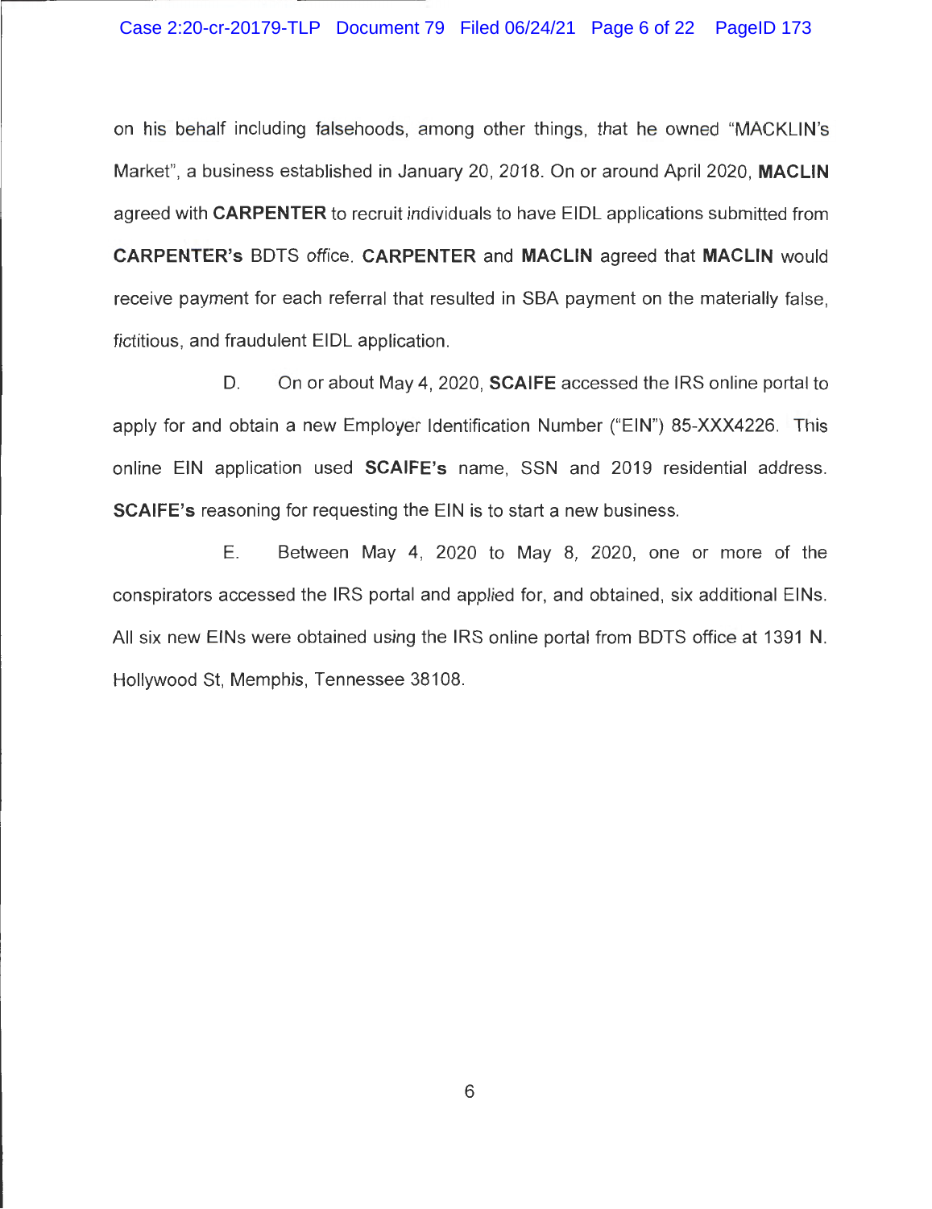on his behalf including falsehoods, among other things, that he owned "MACKLIN's Market", a business established in January 20, 2018. On or around April 2020, **MACLIN** agreed with **CARPENTER** to recruit individuals to have EIDL applications submitted from **CARPENTER's** BDTS office. **CARPENTER** and **MACLIN** agreed that **MACLIN** would receive payment for each referral that resulted in SBA payment on the materially false, fictitious, and fraudulent EIDL application.

D. On or about May 4, 2020, **SCAIFE** accessed the IRS online portal to apply for and obtain a new Employer Identification Number ("EIN") 85-XXX4226. This online EIN application used **SCAIFE's** name, SSN and 2019 residential address. **SCAIFE's** reasoning for requesting the EIN is to start a new business.

E. Between May 4, 2020 to May 8, 2020, one or more of the conspirators accessed the IRS portal and applied for, and obtained, six additional EINs. All six new EINs were obtained using the IRS online portal from BDTS office at 1391 N. Hollywood St, Memphis, Tennessee 38108.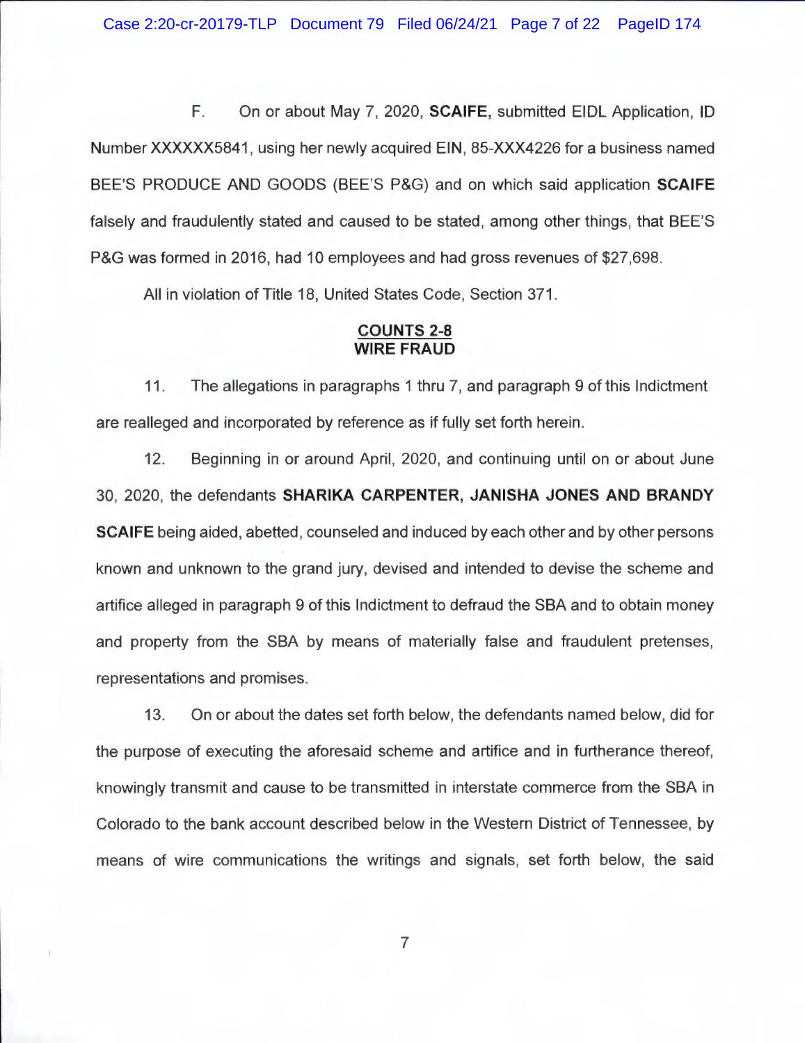F. On or about May 7, 2020, **SCAIFE,** submitted EIDL Application, ID Number XXXXXX5841, using her newly acquired EIN, 85-XXX4226 for a business named BEE'S PRODUCE AND GOODS (BEE'S P&G) and on which said application **SCAIFE** falsely and fraudulently stated and caused to be stated, among other things, that BEE'S P&G was formed in 2016, had 10 employees and had gross revenues of $27,698.

All in violation of Title 18, United States Code, Section 371.

**COUNTS 2-8**
**WIRE FRAUD**

11. The allegations in paragraphs 1 thru 7, and paragraph 9 of this Indictment are realleged and incorporated by reference as if fully set forth herein.

12. Beginning in or around April, 2020, and continuing until on or about June 30, 2020, the defendants **SHARIKA CARPENTER, JANISHA JONES AND BRANDY SCAIFE** being aided, abetted, counseled and induced by each other and by other persons known and unknown to the grand jury, devised and intended to devise the scheme and artifice alleged in paragraph 9 of this Indictment to defraud the SBA and to obtain money and property from the SBA by means of materially false and fraudulent pretenses, representations and promises.

13. On or about the dates set forth below, the defendants named below, did for the purpose of executing the aforesaid scheme and artifice and in furtherance thereof, knowingly transmit and cause to be transmitted in interstate commerce from the SBA in Colorado to the bank account described below in the Western District of Tennessee, by means of wire communications the writings and signals, set forth below, the said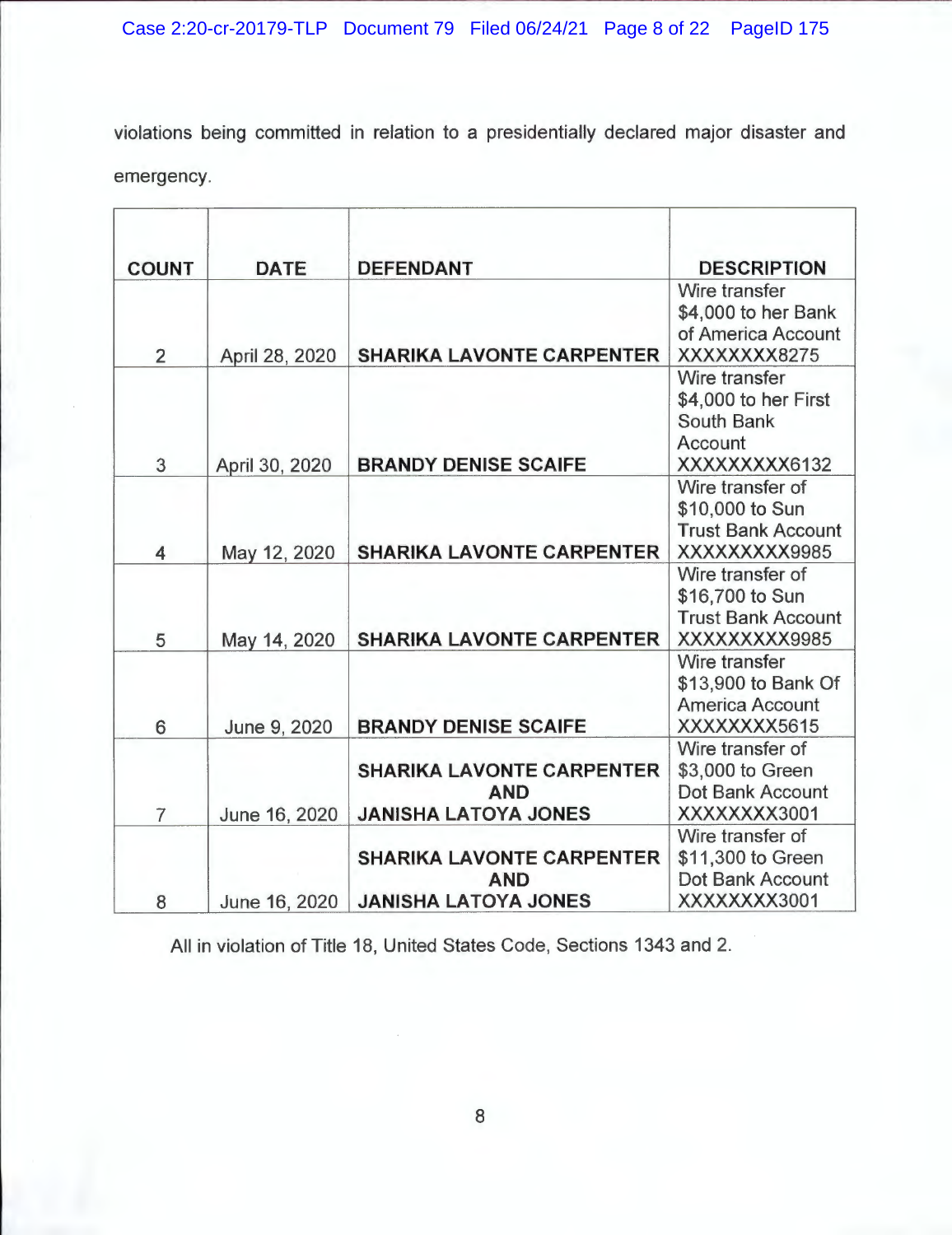violations being committed in relation to a presidentially declared major disaster and emergency.

| COUNT | DATE | DEFENDANT | DESCRIPTION |
|---|---|---|---|
| 2 | April 28, 2020 | **SHARIKA LAVONTE CARPENTER** | Wire transfer $4,000 to her Bank of America Account XXXXXXXX8275 |
| 3 | April 30, 2020 | **BRANDY DENISE SCAIFE** | Wire transfer $4,000 to her First South Bank Account XXXXXXXXX6132 |
| 4 | May 12, 2020 | **SHARIKA LAVONTE CARPENTER** | Wire transfer of $10,000 to Sun Trust Bank Account XXXXXXXXX9985 |
| 5 | May 14, 2020 | **SHARIKA LAVONTE CARPENTER** | Wire transfer of $16,700 to Sun Trust Bank Account XXXXXXXXX9985 |
| 6 | June 9, 2020 | **BRANDY DENISE SCAIFE** | Wire transfer $13,900 to Bank Of America Account XXXXXXXX5615 |
| 7 | June 16, 2020 | **SHARIKA LAVONTE CARPENTER AND JANISHA LATOYA JONES** | Wire transfer of $3,000 to Green Dot Bank Account XXXXXXXX3001 |
| 8 | June 16, 2020 | **SHARIKA LAVONTE CARPENTER AND JANISHA LATOYA JONES** | Wire transfer of $11,300 to Green Dot Bank Account XXXXXXXX3001 |

All in violation of Title 18, United States Code, Sections 1343 and 2.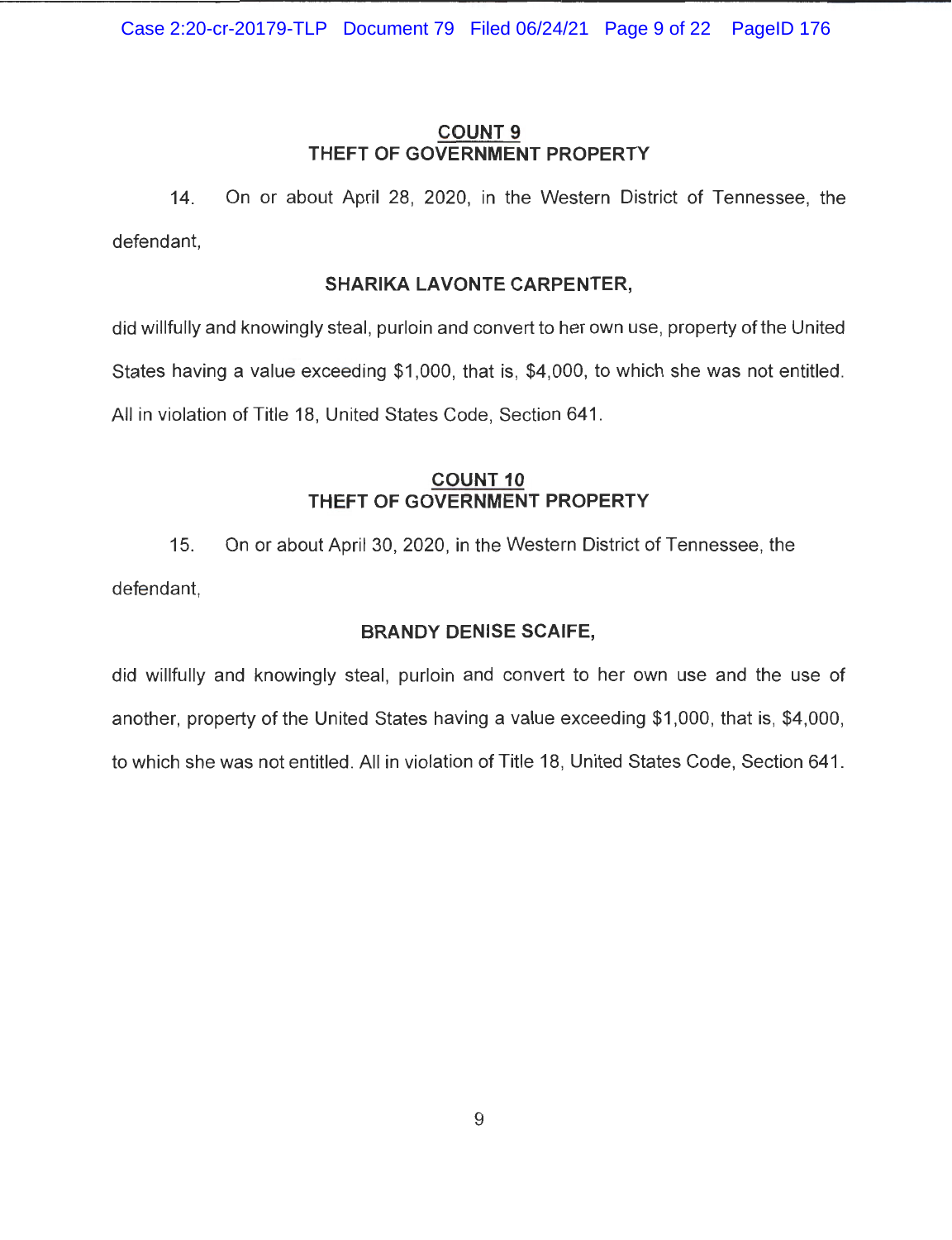## COUNT 9
## THEFT OF GOVERNMENT PROPERTY

14. On or about April 28, 2020, in the Western District of Tennessee, the defendant,

**SHARIKA LAVONTE CARPENTER,**

did willfully and knowingly steal, purloin and convert to her own use, property of the United States having a value exceeding $1,000, that is, $4,000, to which she was not entitled. All in violation of Title 18, United States Code, Section 641.

## COUNT 10
## THEFT OF GOVERNMENT PROPERTY

15. On or about April 30, 2020, in the Western District of Tennessee, the defendant,

**BRANDY DENISE SCAIFE,**

did willfully and knowingly steal, purloin and convert to her own use and the use of another, property of the United States having a value exceeding $1,000, that is, $4,000, to which she was not entitled. All in violation of Title 18, United States Code, Section 641.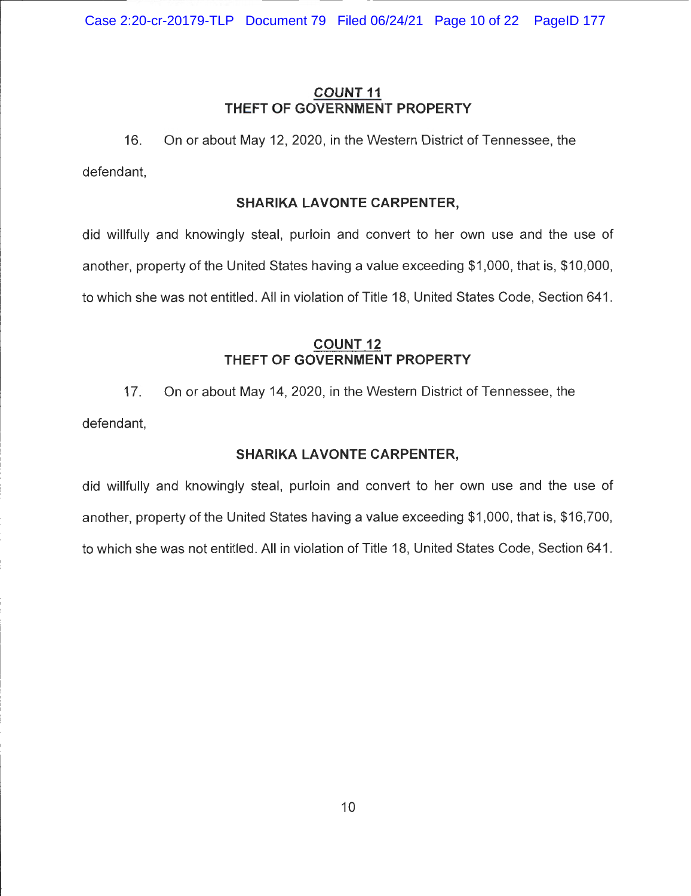## COUNT 11
## THEFT OF GOVERNMENT PROPERTY

16. On or about May 12, 2020, in the Western District of Tennessee, the defendant,

**SHARIKA LAVONTE CARPENTER,**

did willfully and knowingly steal, purloin and convert to her own use and the use of another, property of the United States having a value exceeding $1,000, that is, $10,000, to which she was not entitled. All in violation of Title 18, United States Code, Section 641.

## COUNT 12
## THEFT OF GOVERNMENT PROPERTY

17. On or about May 14, 2020, in the Western District of Tennessee, the defendant,

**SHARIKA LAVONTE CARPENTER,**

did willfully and knowingly steal, purloin and convert to her own use and the use of another, property of the United States having a value exceeding $1,000, that is, $16,700, to which she was not entitled. All in violation of Title 18, United States Code, Section 641.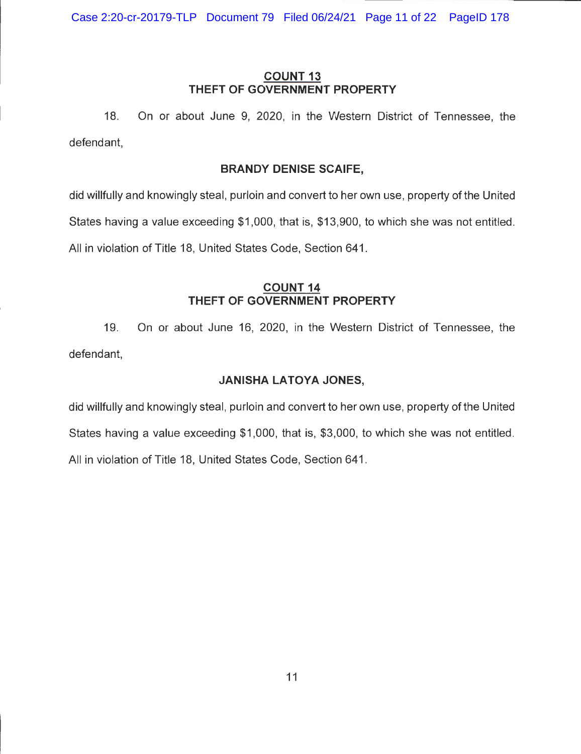## COUNT 13
## THEFT OF GOVERNMENT PROPERTY

18. On or about June 9, 2020, in the Western District of Tennessee, the defendant,

**BRANDY DENISE SCAIFE,**

did willfully and knowingly steal, purloin and convert to her own use, property of the United States having a value exceeding $1,000, that is, $13,900, to which she was not entitled. All in violation of Title 18, United States Code, Section 641.

## COUNT 14
## THEFT OF GOVERNMENT PROPERTY

19. On or about June 16, 2020, in the Western District of Tennessee, the defendant,

**JANISHA LATOYA JONES,**

did willfully and knowingly steal, purloin and convert to her own use, property of the United States having a value exceeding $1,000, that is, $3,000, to which she was not entitled. All in violation of Title 18, United States Code, Section 641.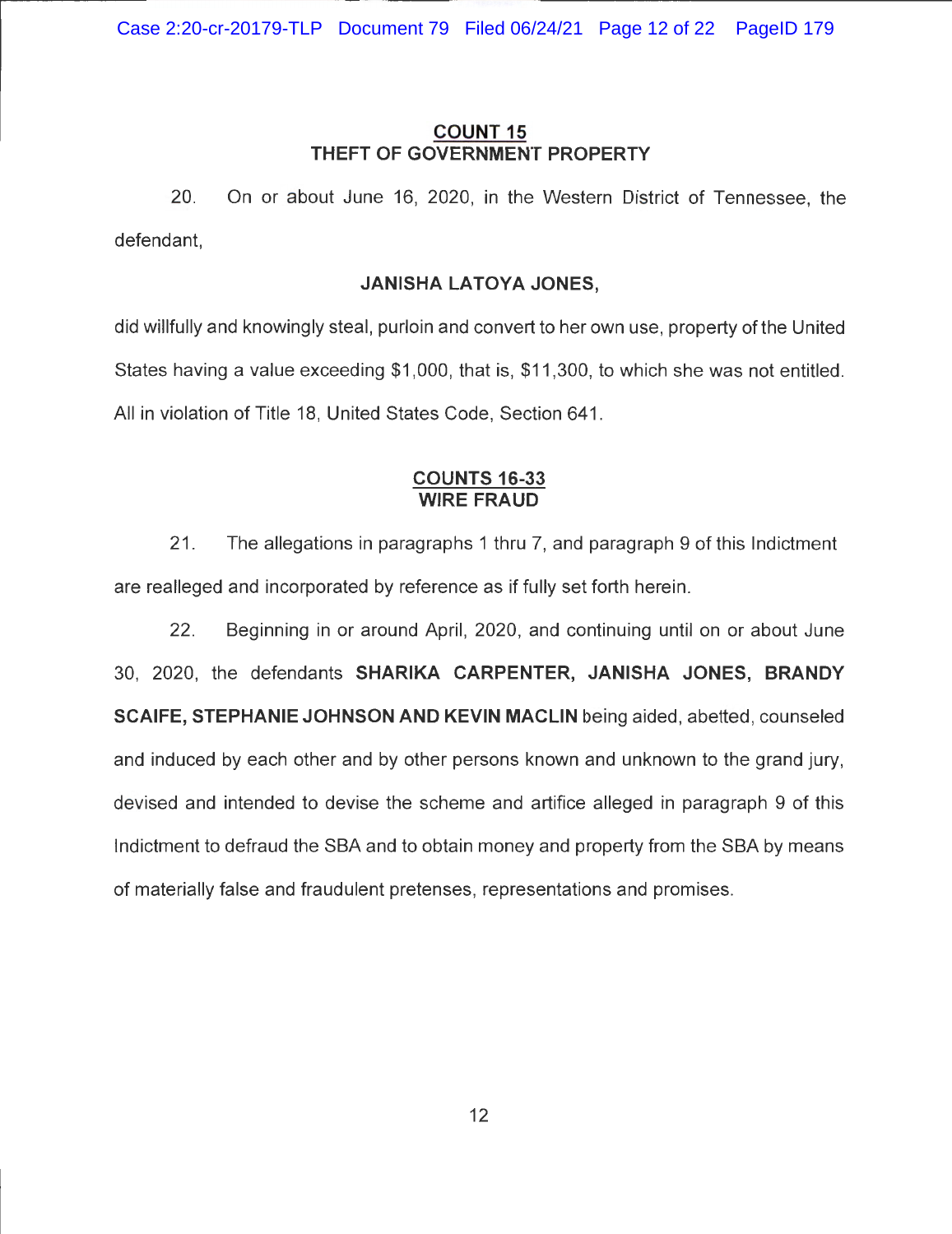**COUNT 15**
**THEFT OF GOVERNMENT PROPERTY**

20. On or about June 16, 2020, in the Western District of Tennessee, the defendant,

**JANISHA LATOYA JONES,**

did willfully and knowingly steal, purloin and convert to her own use, property of the United States having a value exceeding $1,000, that is, $11,300, to which she was not entitled. All in violation of Title 18, United States Code, Section 641.

**COUNTS 16-33**
**WIRE FRAUD**

21. The allegations in paragraphs 1 thru 7, and paragraph 9 of this Indictment are realleged and incorporated by reference as if fully set forth herein.

22. Beginning in or around April, 2020, and continuing until on or about June 30, 2020, the defendants **SHARIKA CARPENTER, JANISHA JONES, BRANDY SCAIFE, STEPHANIE JOHNSON AND KEVIN MACLIN** being aided, abetted, counseled and induced by each other and by other persons known and unknown to the grand jury, devised and intended to devise the scheme and artifice alleged in paragraph 9 of this Indictment to defraud the SBA and to obtain money and property from the SBA by means of materially false and fraudulent pretenses, representations and promises.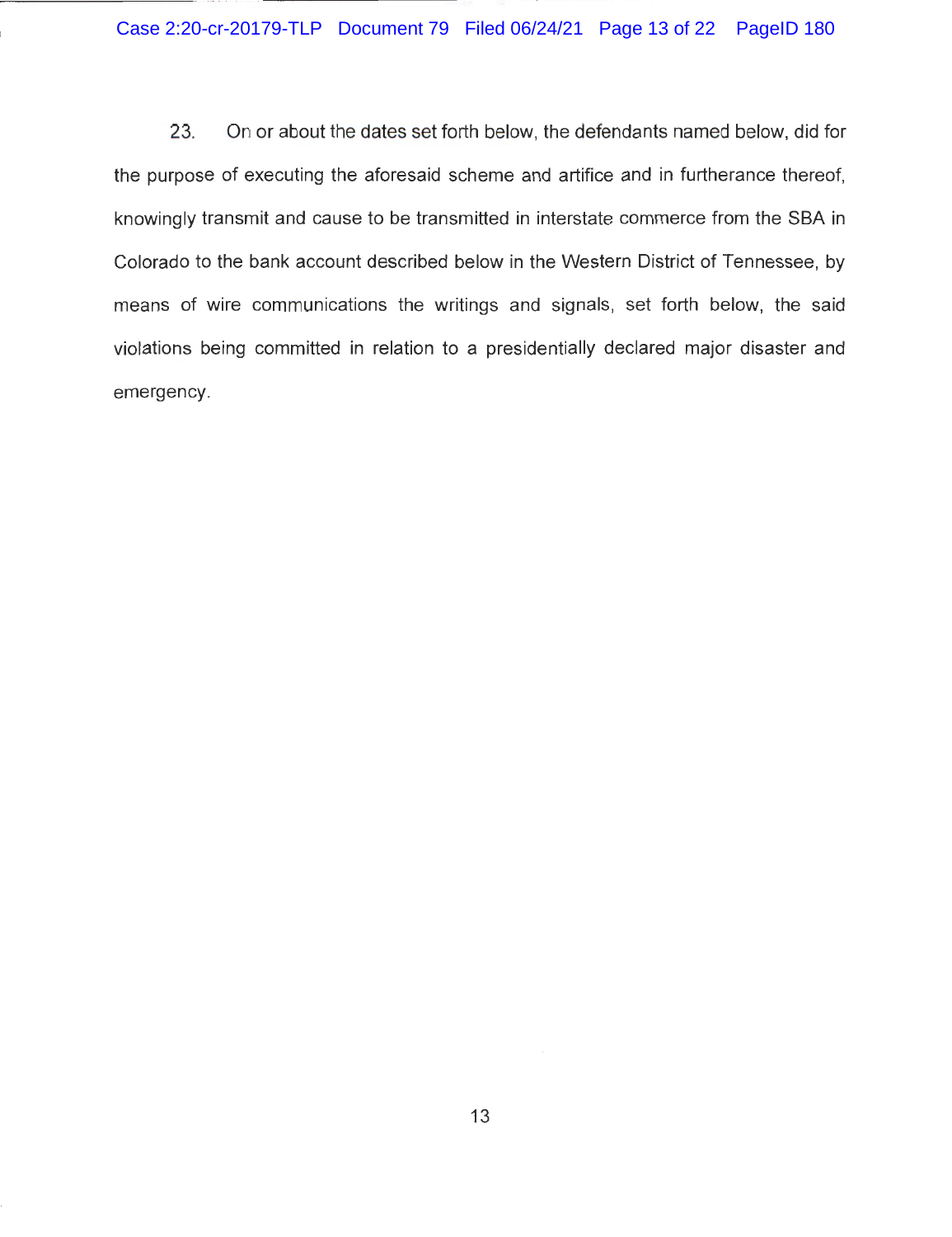23. On or about the dates set forth below, the defendants named below, did for the purpose of executing the aforesaid scheme and artifice and in furtherance thereof, knowingly transmit and cause to be transmitted in interstate commerce from the SBA in Colorado to the bank account described below in the Western District of Tennessee, by means of wire communications the writings and signals, set forth below, the said violations being committed in relation to a presidentially declared major disaster and emergency.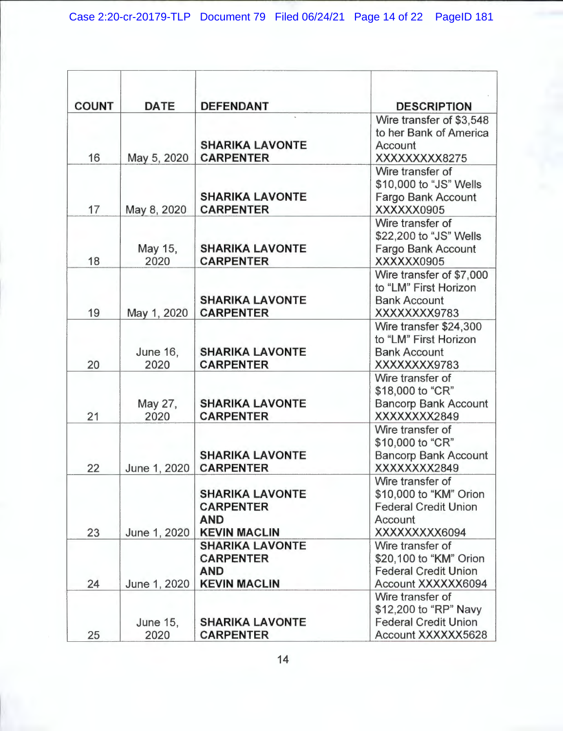| COUNT | DATE | DEFENDANT | DESCRIPTION |
|---|---|---|---|
| 16 | May 5, 2020 | **SHARIKA LAVONTE CARPENTER** | Wire transfer of $3,548 to her Bank of America Account XXXXXXXXX8275 |
| 17 | May 8, 2020 | **SHARIKA LAVONTE CARPENTER** | Wire transfer of $10,000 to "JS" Wells Fargo Bank Account XXXXXX0905 |
| 18 | May 15, 2020 | **SHARIKA LAVONTE CARPENTER** | Wire transfer of $22,200 to "JS" Wells Fargo Bank Account XXXXXX0905 |
| 19 | May 1, 2020 | **SHARIKA LAVONTE CARPENTER** | Wire transfer of $7,000 to "LM" First Horizon Bank Account XXXXXXXX9783 |
| 20 | June 16, 2020 | **SHARIKA LAVONTE CARPENTER** | Wire transfer $24,300 to "LM" First Horizon Bank Account XXXXXXXX9783 |
| 21 | May 27, 2020 | **SHARIKA LAVONTE CARPENTER** | Wire transfer of $18,000 to "CR" Bancorp Bank Account XXXXXXXX2849 |
| 22 | June 1, 2020 | **SHARIKA LAVONTE CARPENTER** | Wire transfer of $10,000 to "CR" Bancorp Bank Account XXXXXXXX2849 |
| 23 | June 1, 2020 | **SHARIKA LAVONTE CARPENTER AND KEVIN MACLIN** | Wire transfer of $10,000 to "KM" Orion Federal Credit Union Account XXXXXXXXX6094 |
| 24 | June 1, 2020 | **SHARIKA LAVONTE CARPENTER AND KEVIN MACLIN** | Wire transfer of $20,100 to "KM" Orion Federal Credit Union Account XXXXXX6094 |
| 25 | June 15, 2020 | **SHARIKA LAVONTE CARPENTER** | Wire transfer of $12,200 to "RP" Navy Federal Credit Union Account XXXXXX5628 |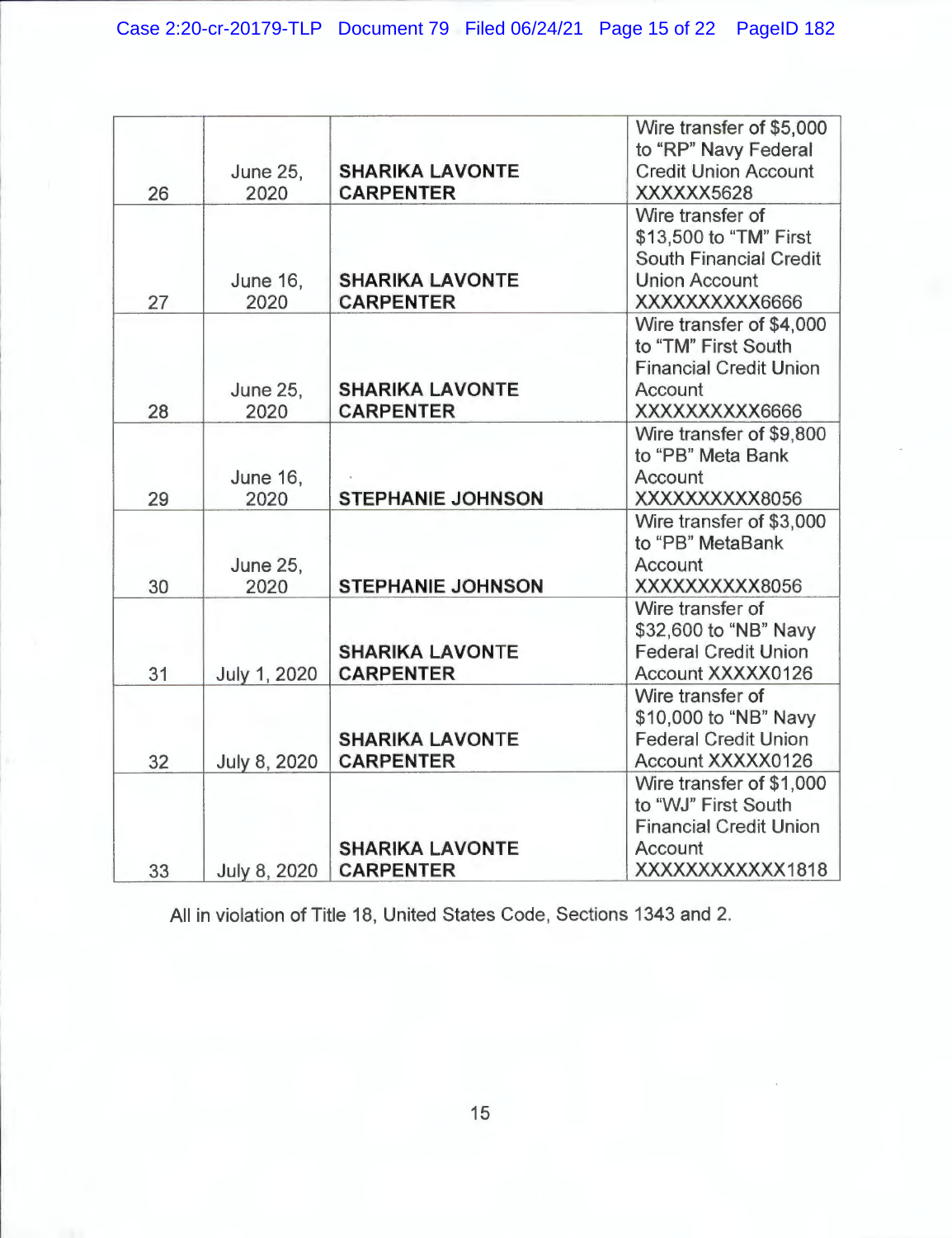| | | | |
|---|---|---|---|
| 26 | June 25, 2020 | **SHARIKA LAVONTE CARPENTER** | Wire transfer of $5,000 to "RP" Navy Federal Credit Union Account XXXXXX5628 |
| 27 | June 16, 2020 | **SHARIKA LAVONTE CARPENTER** | Wire transfer of $13,500 to "TM" First South Financial Credit Union Account XXXXXXXXXX6666 |
| 28 | June 25, 2020 | **SHARIKA LAVONTE CARPENTER** | Wire transfer of $4,000 to "TM" First South Financial Credit Union Account XXXXXXXXXX6666 |
| 29 | June 16, 2020 | **STEPHANIE JOHNSON** | Wire transfer of $9,800 to "PB" Meta Bank Account XXXXXXXXXX8056 |
| 30 | June 25, 2020 | **STEPHANIE JOHNSON** | Wire transfer of $3,000 to "PB" MetaBank Account XXXXXXXXXX8056 |
| 31 | July 1, 2020 | **SHARIKA LAVONTE CARPENTER** | Wire transfer of $32,600 to "NB" Navy Federal Credit Union Account XXXXX0126 |
| 32 | July 8, 2020 | **SHARIKA LAVONTE CARPENTER** | Wire transfer of $10,000 to "NB" Navy Federal Credit Union Account XXXXX0126 |
| 33 | July 8, 2020 | **SHARIKA LAVONTE CARPENTER** | Wire transfer of $1,000 to "WJ" First South Financial Credit Union Account XXXXXXXXXXXX1818 |

All in violation of Title 18, United States Code, Sections 1343 and 2.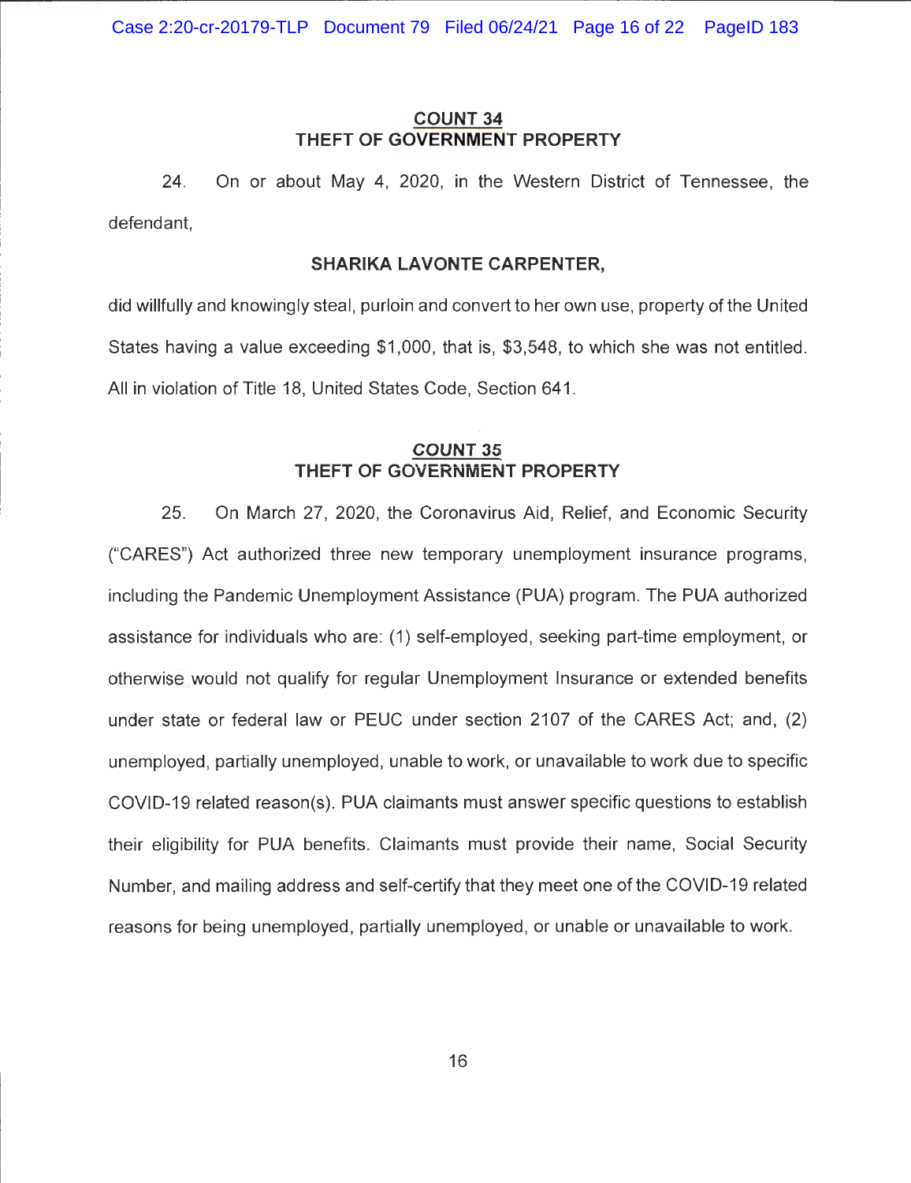**COUNT 34**
**THEFT OF GOVERNMENT PROPERTY**

24. On or about May 4, 2020, in the Western District of Tennessee, the defendant,

**SHARIKA LAVONTE CARPENTER,**

did willfully and knowingly steal, purloin and convert to her own use, property of the United States having a value exceeding $1,000, that is, $3,548, to which she was not entitled. All in violation of Title 18, United States Code, Section 641.

**COUNT 35**
**THEFT OF GOVERNMENT PROPERTY**

25. On March 27, 2020, the Coronavirus Aid, Relief, and Economic Security ("CARES") Act authorized three new temporary unemployment insurance programs, including the Pandemic Unemployment Assistance (PUA) program. The PUA authorized assistance for individuals who are: (1) self-employed, seeking part-time employment, or otherwise would not qualify for regular Unemployment Insurance or extended benefits under state or federal law or PEUC under section 2107 of the CARES Act; and, (2) unemployed, partially unemployed, unable to work, or unavailable to work due to specific COVID-19 related reason(s). PUA claimants must answer specific questions to establish their eligibility for PUA benefits. Claimants must provide their name, Social Security Number, and mailing address and self-certify that they meet one of the COVID-19 related reasons for being unemployed, partially unemployed, or unable or unavailable to work.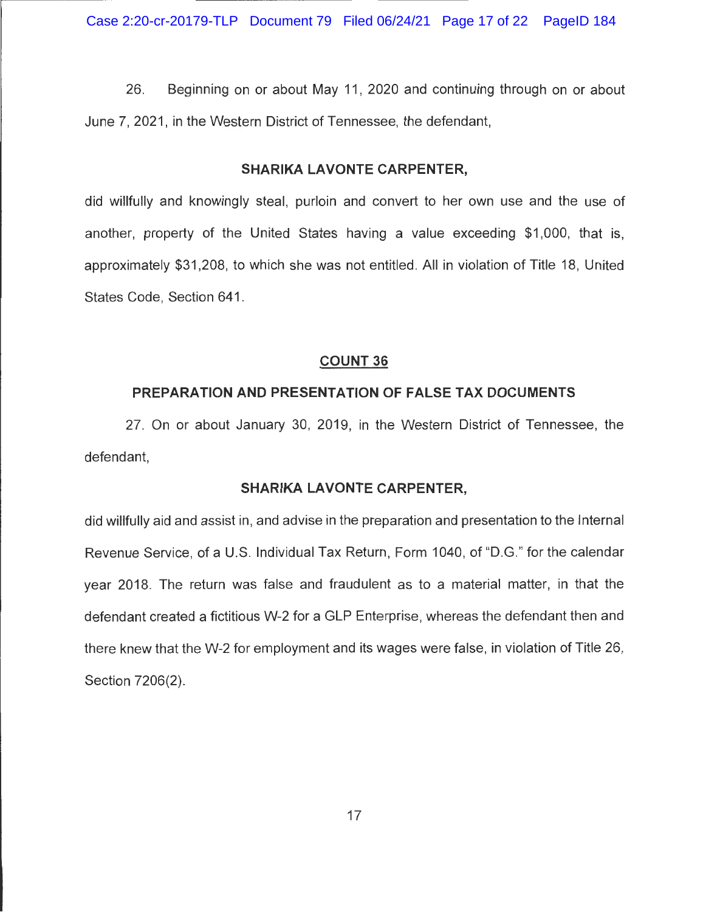26. Beginning on or about May 11, 2020 and continuing through on or about June 7, 2021, in the Western District of Tennessee, the defendant,

**SHARIKA LAVONTE CARPENTER,**

did willfully and knowingly steal, purloin and convert to her own use and the use of another, property of the United States having a value exceeding $1,000, that is, approximately $31,208, to which she was not entitled. All in violation of Title 18, United States Code, Section 641.

## COUNT 36

### PREPARATION AND PRESENTATION OF FALSE TAX DOCUMENTS

27. On or about January 30, 2019, in the Western District of Tennessee, the defendant,

**SHARIKA LAVONTE CARPENTER,**

did willfully aid and assist in, and advise in the preparation and presentation to the Internal Revenue Service, of a U.S. Individual Tax Return, Form 1040, of "D.G." for the calendar year 2018. The return was false and fraudulent as to a material matter, in that the defendant created a fictitious W-2 for a GLP Enterprise, whereas the defendant then and there knew that the W-2 for employment and its wages were false, in violation of Title 26, Section 7206(2).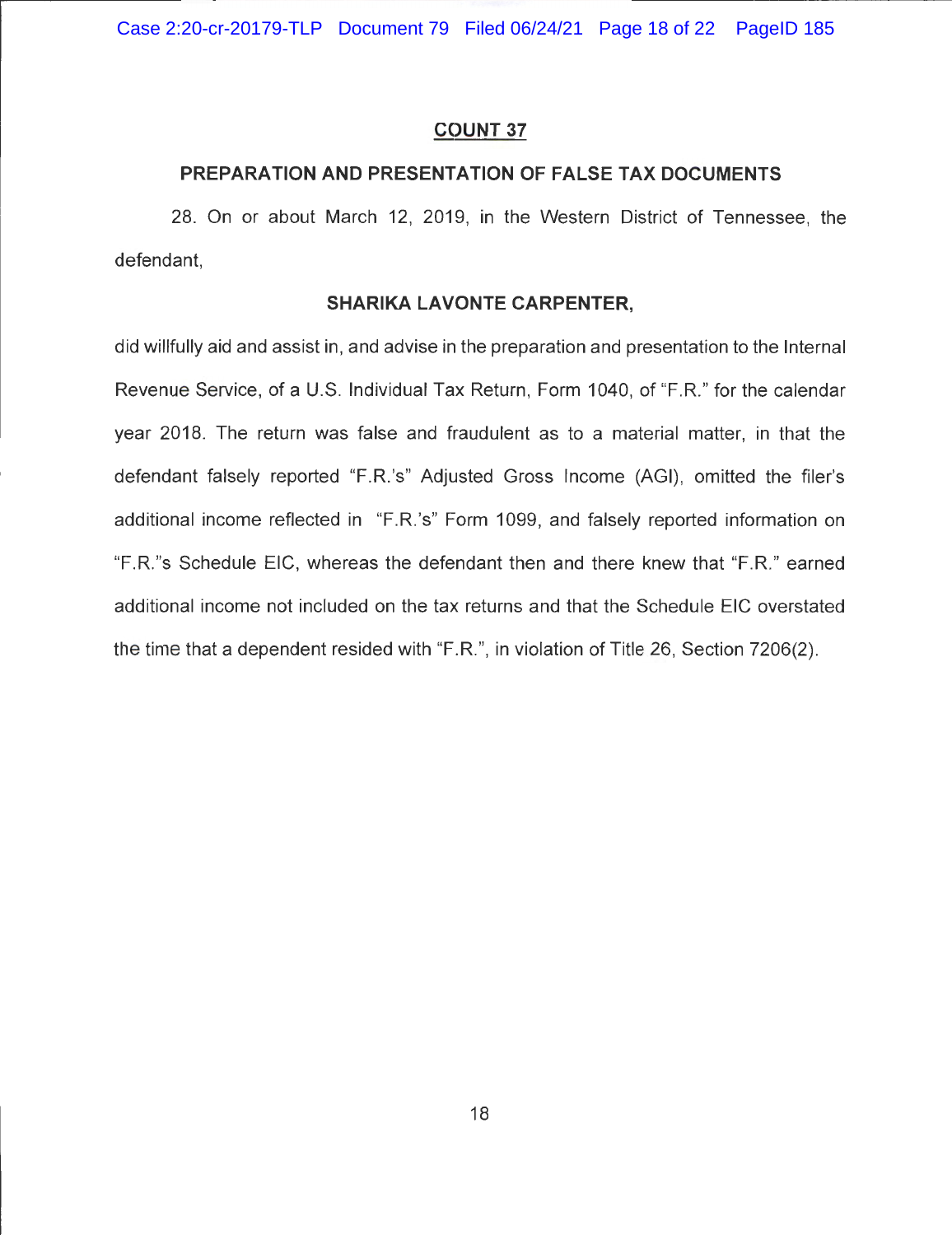## COUNT 37

### PREPARATION AND PRESENTATION OF FALSE TAX DOCUMENTS

28. On or about March 12, 2019, in the Western District of Tennessee, the defendant,

**SHARIKA LAVONTE CARPENTER,**

did willfully aid and assist in, and advise in the preparation and presentation to the Internal Revenue Service, of a U.S. Individual Tax Return, Form 1040, of "F.R." for the calendar year 2018. The return was false and fraudulent as to a material matter, in that the defendant falsely reported "F.R.'s" Adjusted Gross Income (AGI), omitted the filer's additional income reflected in "F.R.'s" Form 1099, and falsely reported information on "F.R."s Schedule EIC, whereas the defendant then and there knew that "F.R." earned additional income not included on the tax returns and that the Schedule EIC overstated the time that a dependent resided with "F.R.", in violation of Title 26, Section 7206(2).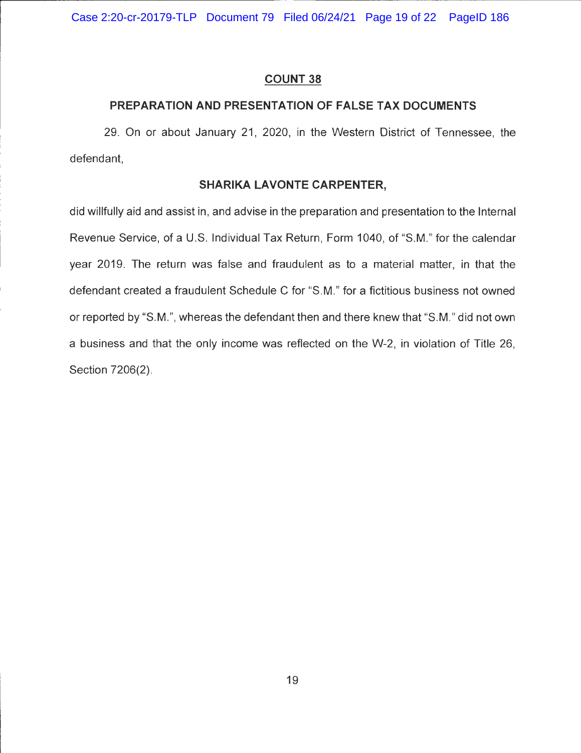## COUNT 38

### PREPARATION AND PRESENTATION OF FALSE TAX DOCUMENTS

29. On or about January 21, 2020, in the Western District of Tennessee, the defendant,

**SHARIKA LAVONTE CARPENTER,**

did willfully aid and assist in, and advise in the preparation and presentation to the Internal Revenue Service, of a U.S. Individual Tax Return, Form 1040, of "S.M." for the calendar year 2019. The return was false and fraudulent as to a material matter, in that the defendant created a fraudulent Schedule C for "S.M." for a fictitious business not owned or reported by "S.M.", whereas the defendant then and there knew that "S.M." did not own a business and that the only income was reflected on the W-2, in violation of Title 26, Section 7206(2).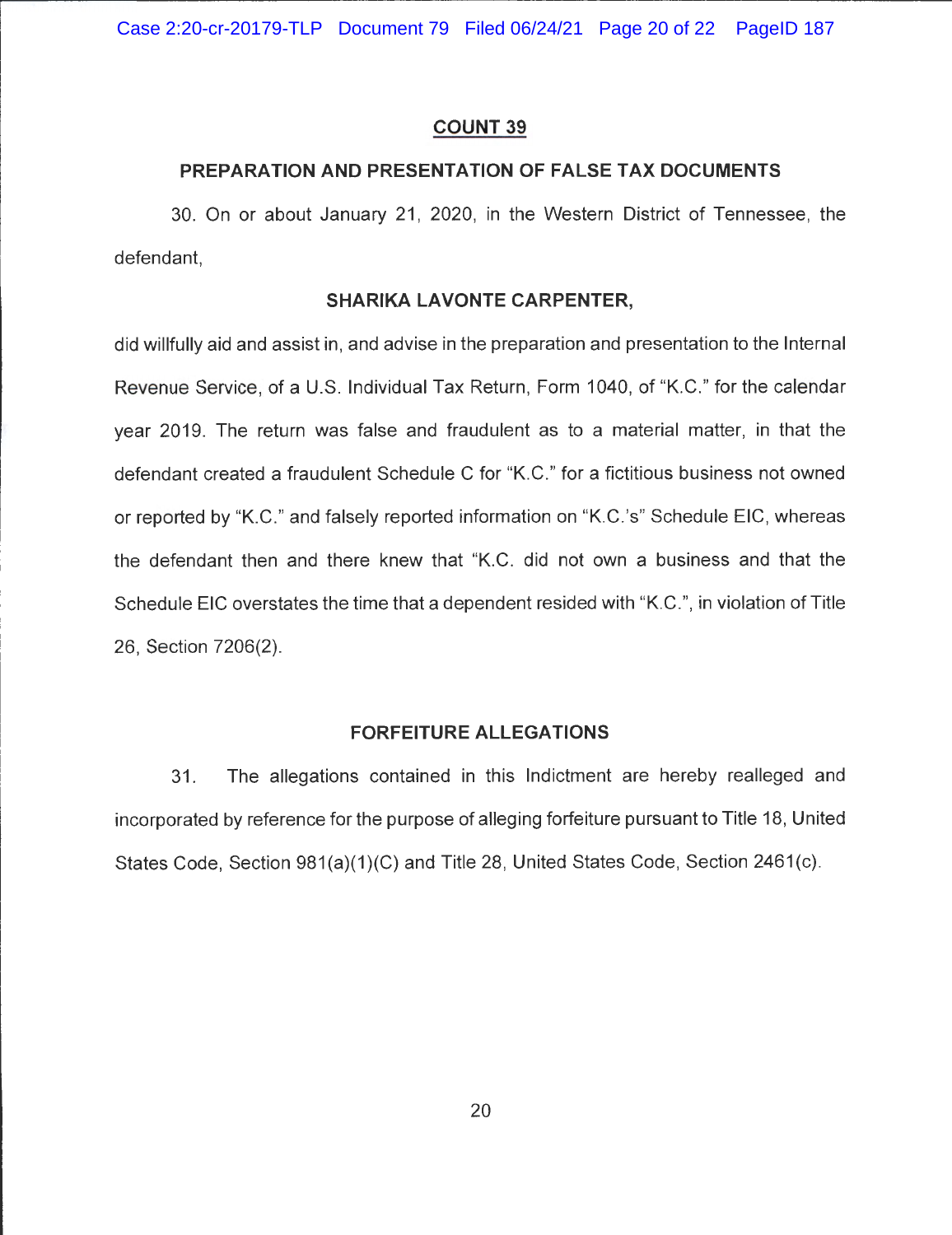## COUNT 39

### PREPARATION AND PRESENTATION OF FALSE TAX DOCUMENTS

30. On or about January 21, 2020, in the Western District of Tennessee, the defendant,

**SHARIKA LAVONTE CARPENTER,**

did willfully aid and assist in, and advise in the preparation and presentation to the Internal Revenue Service, of a U.S. Individual Tax Return, Form 1040, of "K.C." for the calendar year 2019. The return was false and fraudulent as to a material matter, in that the defendant created a fraudulent Schedule C for "K.C." for a fictitious business not owned or reported by "K.C." and falsely reported information on "K.C.'s" Schedule EIC, whereas the defendant then and there knew that "K.C. did not own a business and that the Schedule EIC overstates the time that a dependent resided with "K.C.", in violation of Title 26, Section 7206(2).

### FORFEITURE ALLEGATIONS

31. The allegations contained in this Indictment are hereby realleged and incorporated by reference for the purpose of alleging forfeiture pursuant to Title 18, United States Code, Section 981(a)(1)(C) and Title 28, United States Code, Section 2461(c).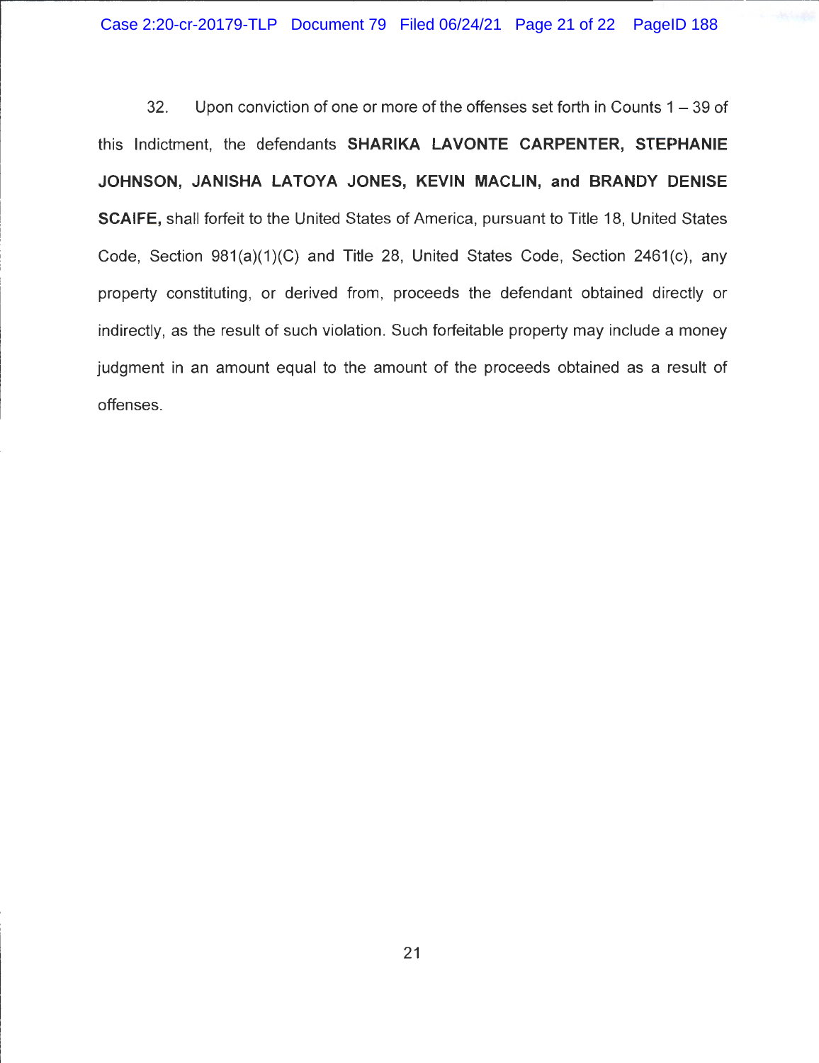32. Upon conviction of one or more of the offenses set forth in Counts 1 – 39 of this Indictment, the defendants **SHARIKA LAVONTE CARPENTER, STEPHANIE JOHNSON, JANISHA LATOYA JONES, KEVIN MACLIN, and BRANDY DENISE SCAIFE,** shall forfeit to the United States of America, pursuant to Title 18, United States Code, Section 981(a)(1)(C) and Title 28, United States Code, Section 2461(c), any property constituting, or derived from, proceeds the defendant obtained directly or indirectly, as the result of such violation. Such forfeitable property may include a money judgment in an amount equal to the amount of the proceeds obtained as a result of offenses.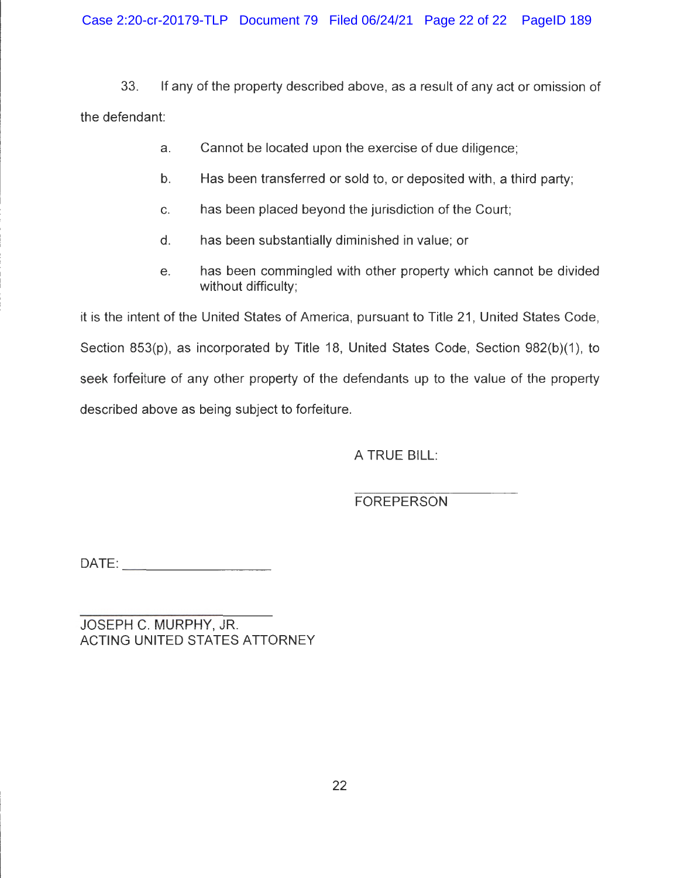33. If any of the property described above, as a result of any act or omission of the defendant:

a. Cannot be located upon the exercise of due diligence;

b. Has been transferred or sold to, or deposited with, a third party;

c. has been placed beyond the jurisdiction of the Court;

d. has been substantially diminished in value; or

e. has been commingled with other property which cannot be divided without difficulty;

it is the intent of the United States of America, pursuant to Title 21, United States Code, Section 853(p), as incorporated by Title 18, United States Code, Section 982(b)(1), to seek forfeiture of any other property of the defendants up to the value of the property described above as being subject to forfeiture.

A TRUE BILL:

\_\_\_\_\_\_\_\_\_\_\_\_\_\_\_\_\_\_\_\_\_\_
FOREPERSON

DATE: \_\_\_\_\_\_\_\_\_\_\_\_\_\_\_\_\_\_\_\_

\_\_\_\_\_\_\_\_\_\_\_\_\_\_\_\_\_\_\_\_\_\_\_\_\_\_
JOSEPH C. MURPHY, JR.
ACTING UNITED STATES ATTORNEY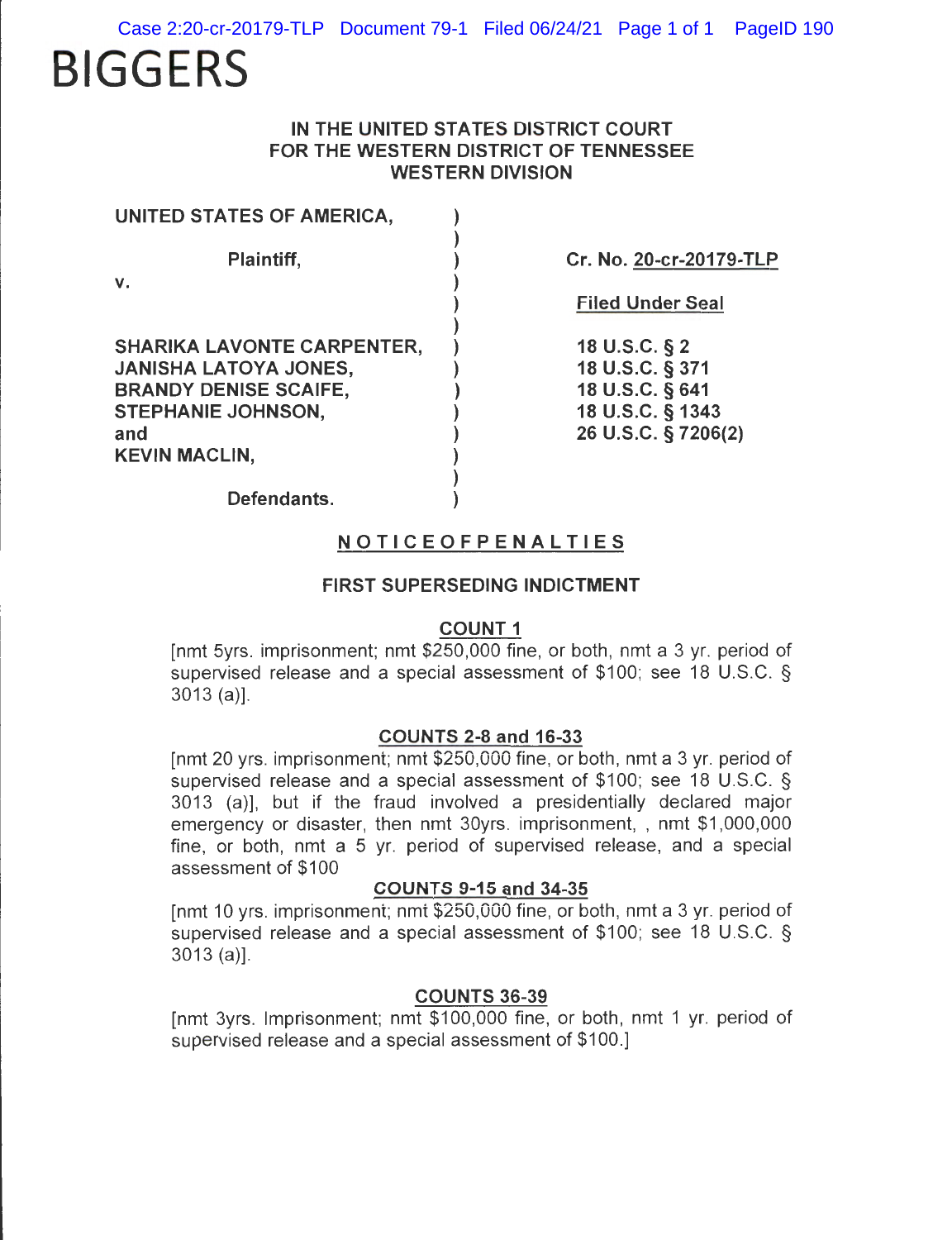BIGGERS

IN THE UNITED STATES DISTRICT COURT
FOR THE WESTERN DISTRICT OF TENNESSEE
WESTERN DIVISION

| | | |
|---|---|---|
| UNITED STATES OF AMERICA, | ) | |
| | ) | |
| Plaintiff, | ) | Cr. No. 20-cr-20179-TLP |
| v. | ) | |
| | ) | Filed Under Seal |
| | ) | |
| SHARIKA LAVONTE CARPENTER, | ) | 18 U.S.C. § 2 |
| JANISHA LATOYA JONES, | ) | 18 U.S.C. § 371 |
| BRANDY DENISE SCAIFE, | ) | 18 U.S.C. § 641 |
| STEPHANIE JOHNSON, | ) | 18 U.S.C. § 1343 |
| and | ) | 26 U.S.C. § 7206(2) |
| KEVIN MACLIN, | ) | |
| | ) | |
| Defendants. | ) | |

## NOTICE OF PENALTIES

### FIRST SUPERSEDING INDICTMENT

**COUNT 1**

[nmt 5yrs. imprisonment; nmt $250,000 fine, or both, nmt a 3 yr. period of supervised release and a special assessment of $100; see 18 U.S.C. § 3013 (a)].

**COUNTS 2-8 and 16-33**

[nmt 20 yrs. imprisonment; nmt $250,000 fine, or both, nmt a 3 yr. period of supervised release and a special assessment of $100; see 18 U.S.C. § 3013 (a)], but if the fraud involved a presidentially declared major emergency or disaster, then nmt 30yrs. imprisonment, , nmt $1,000,000 fine, or both, nmt a 5 yr. period of supervised release, and a special assessment of $100

**COUNTS 9-15 and 34-35**

[nmt 10 yrs. imprisonment; nmt $250,000 fine, or both, nmt a 3 yr. period of supervised release and a special assessment of $100; see 18 U.S.C. § 3013 (a)].

**COUNTS 36-39**

[nmt 3yrs. Imprisonment; nmt $100,000 fine, or both, nmt 1 yr. period of supervised release and a special assessment of $100.]